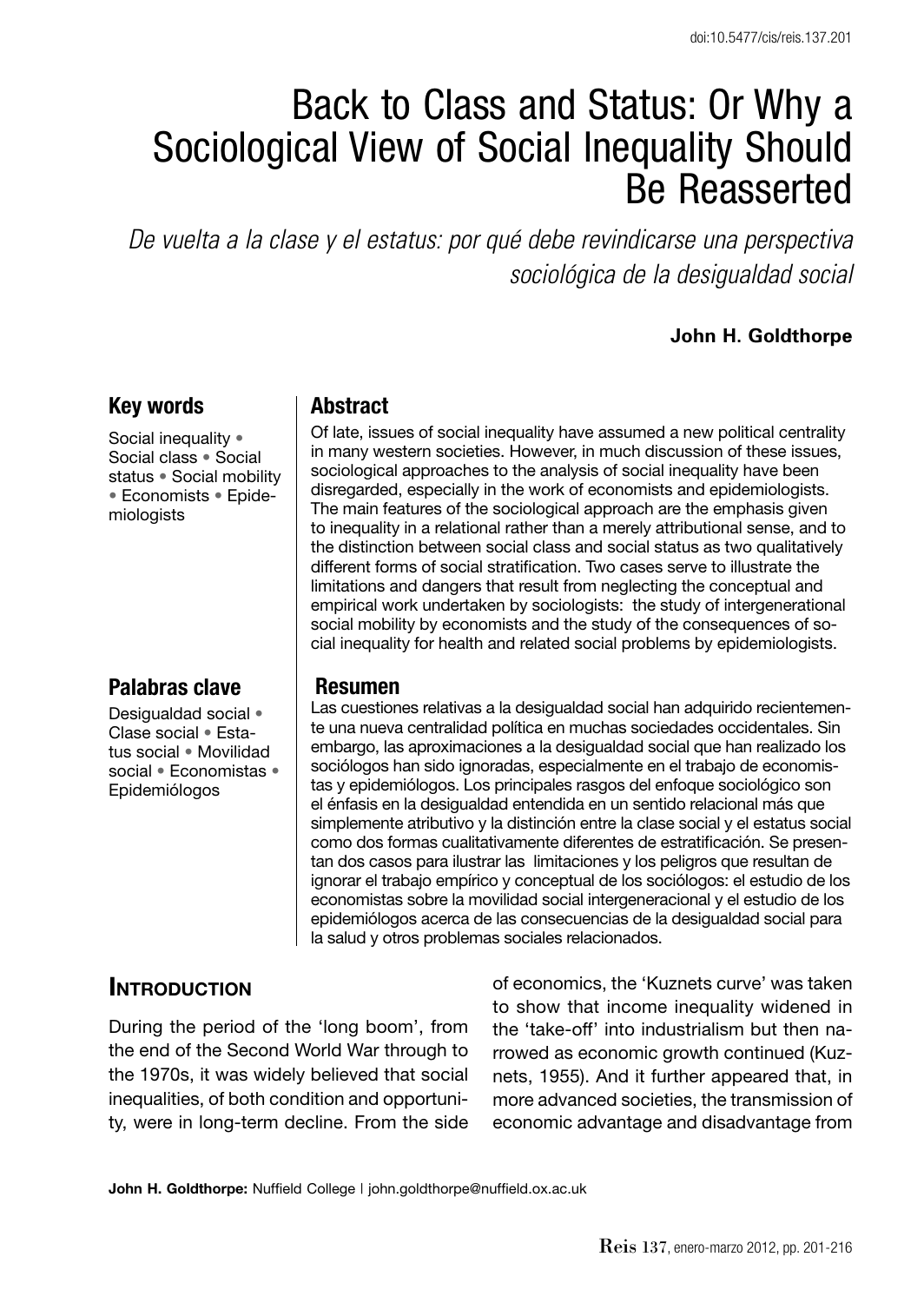# Back to Class and Status: Or Why a Sociological View of Social Inequality Should Be Reasserted

*De vuelta a la clase y el estatus: por qué debe revindicarse una perspectiva sociológica de la desigualdad social*

**John H. Goldthorpe**

### Key words

Social inequality • Social class • Social status • Social mobility • Economists • Epidemiologists

### Abstract

Of late, issues of social inequality have assumed a new political centrality in many western societies. However, in much discussion of these issues, sociological approaches to the analysis of social inequality have been disregarded, especially in the work of economists and epidemiologists. The main features of the sociological approach are the emphasis given to inequality in a relational rather than a merely attributional sense, and to the distinction between social class and social status as two qualitatively different forms of social stratification. Two cases serve to illustrate the limitations and dangers that result from neglecting the conceptual and empirical work undertaken by sociologists: the study of intergenerational social mobility by economists and the study of the consequences of social inequality for health and related social problems by epidemiologists.

### Palabras clave

Desigualdad social • Clase social • Estatus social • Movilidad social • Economistas • Epidemiólogos

### Resumen

Las cuestiones relativas a la desigualdad social han adquirido recientemente una nueva centralidad política en muchas sociedades occidentales. Sin embargo, las aproximaciones a la desigualdad social que han realizado los sociólogos han sido ignoradas, especialmente en el trabajo de economistas y epidemiólogos. Los principales rasgos del enfoque sociológico son el énfasis en la desigualdad entendida en un sentido relacional más que simplemente atributivo y la distinción entre la clase social y el estatus social como dos formas cualitativamente diferentes de estratificación. Se presentan dos casos para ilustrar las limitaciones y los peligros que resultan de ignorar el trabajo empírico y conceptual de los sociólogos: el estudio de los economistas sobre la movilidad social intergeneracional y el estudio de los epidemiólogos acerca de las consecuencias de la desigualdad social para la salud y otros problemas sociales relacionados.

## Introduction

During the period of the 'long boom', from the end of the Second World War through to the 1970s, it was widely believed that social inequalities, of both condition and opportunity, were in long-term decline. From the side of economics, the 'Kuznets curve' was taken to show that income inequality widened in the 'take-off' into industrialism but then narrowed as economic growth continued (Kuznets, 1955). And it further appeared that, in more advanced societies, the transmission of economic advantage and disadvantage from

**John H. Goldthorpe:** Nuffield College | john.goldthorpe@nuffield.ox.ac.uk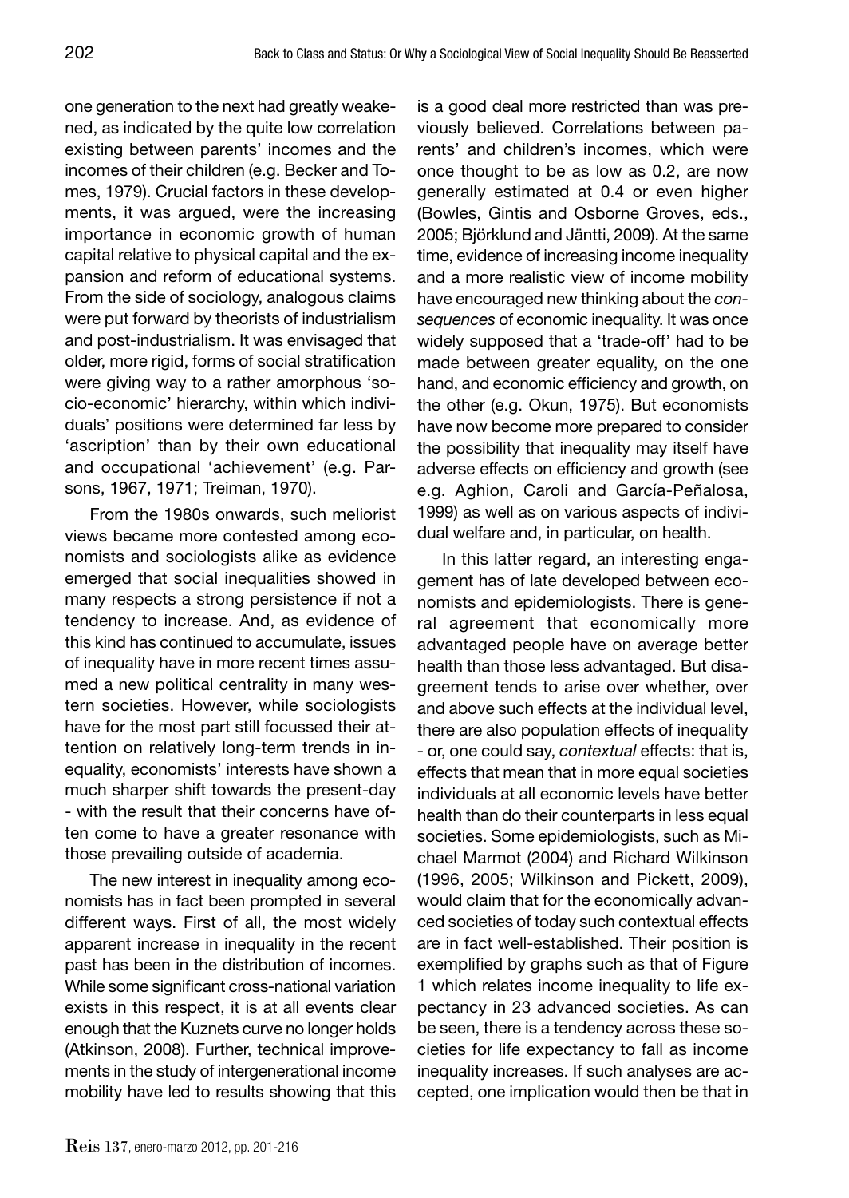one generation to the next had greatly weakened, as indicated by the quite low correlation existing between parents' incomes and the incomes of their children (e.g. Becker and Tomes, 1979). Crucial factors in these developments, it was argued, were the increasing importance in economic growth of human capital relative to physical capital and the expansion and reform of educational systems. From the side of sociology, analogous claims were put forward by theorists of industrialism and post-industrialism. It was envisaged that older, more rigid, forms of social stratification were giving way to a rather amorphous 'socio-economic' hierarchy, within which individuals' positions were determined far less by 'ascription' than by their own educational and occupational 'achievement' (e.g. Parsons, 1967, 1971; Treiman, 1970).

From the 1980s onwards, such meliorist views became more contested among economists and sociologists alike as evidence emerged that social inequalities showed in many respects a strong persistence if not a tendency to increase. And, as evidence of this kind has continued to accumulate, issues of inequality have in more recent times assumed a new political centrality in many western societies. However, while sociologists have for the most part still focussed their attention on relatively long-term trends in inequality, economists' interests have shown a much sharper shift towards the present-day - with the result that their concerns have often come to have a greater resonance with those prevailing outside of academia.

The new interest in inequality among economists has in fact been prompted in several different ways. First of all, the most widely apparent increase in inequality in the recent past has been in the distribution of incomes. While some significant cross-national variation exists in this respect, it is at all events clear enough that the Kuznets curve no longer holds (Atkinson, 2008). Further, technical improvements in the study of intergenerational income mobility have led to results showing that this is a good deal more restricted than was previously believed. Correlations between parents' and children's incomes, which were once thought to be as low as 0.2, are now generally estimated at 0.4 or even higher (Bowles, Gintis and Osborne Groves, eds., 2005; Björklund and Jäntti, 2009). At the same time, evidence of increasing income inequality and a more realistic view of income mobility have encouraged new thinking about the *consequences* of economic inequality. It was once widely supposed that a 'trade-off' had to be made between greater equality, on the one hand, and economic efficiency and growth, on the other (e.g. Okun, 1975). But economists have now become more prepared to consider the possibility that inequality may itself have adverse effects on efficiency and growth (see e.g. Aghion, Caroli and García-Peñalosa, 1999) as well as on various aspects of individual welfare and, in particular, on health.

In this latter regard, an interesting engagement has of late developed between economists and epidemiologists. There is general agreement that economically more advantaged people have on average better health than those less advantaged. But disagreement tends to arise over whether, over and above such effects at the individual level, there are also population effects of inequality - or, one could say, *contextual* effects: that is, effects that mean that in more equal societies individuals at all economic levels have better health than do their counterparts in less equal societies. Some epidemiologists, such as Michael Marmot (2004) and Richard Wilkinson (1996, 2005; Wilkinson and Pickett, 2009), would claim that for the economically advanced societies of today such contextual effects are in fact well-established. Their position is exemplified by graphs such as that of Figure 1 which relates income inequality to life expectancy in 23 advanced societies. As can be seen, there is a tendency across these societies for life expectancy to fall as income inequality increases. If such analyses are accepted, one implication would then be that in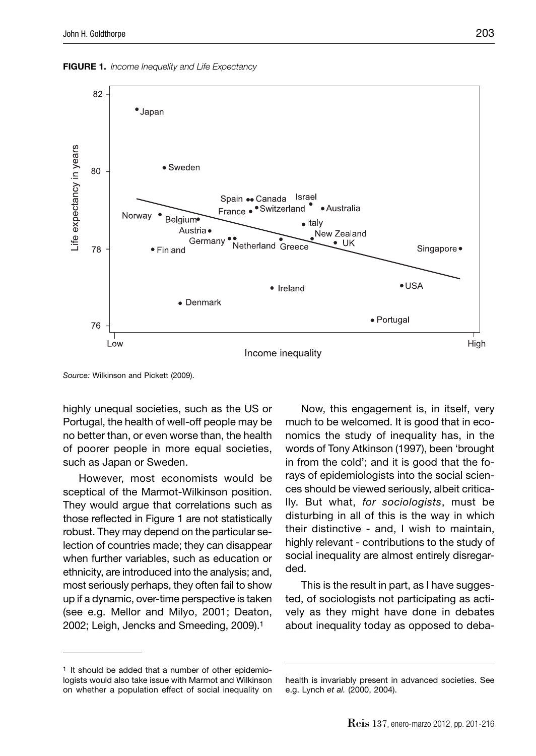**FIGURE 1.** *Income Inequelity and Life Expectancy*

82
80
78
76
Life expectancy in years
Low
High
Income inequality
Japan
Sweden
Spain
Canada
Israel
France
Switzerland
Australia
Norway
Belgium
Italy
Austria
New Zealand
Germany
Netherland
Greece
UK
Finland
Singapore
Ireland
USA
Denmark
Portugal

*Source:* Wilkinson and Pickett (2009).

highly unequal societies, such as the US or Portugal, the health of well-off people may be no better than, or even worse than, the health of poorer people in more equal societies, such as Japan or Sweden.

However, most economists would be sceptical of the Marmot-Wilkinson position. They would argue that correlations such as those reflected in Figure 1 are not statistically robust. They may depend on the particular selection of countries made; they can disappear when further variables, such as education or ethnicity, are introduced into the analysis; and, most seriously perhaps, they often fail to show up if a dynamic, over-time perspective is taken (see e.g. Mellor and Milyo, 2001; Deaton, 2002; Leigh, Jencks and Smeeding, 2009).[1]

Now, this engagement is, in itself, very much to be welcomed. It is good that in economics the study of inequality has, in the words of Tony Atkinson (1997), been 'brought in from the cold'; and it is good that the forays of epidemiologists into the social sciences should be viewed seriously, albeit critically. But what, *for sociologists*, must be disturbing in all of this is the way in which their distinctive - and, I wish to maintain, highly relevant - contributions to the study of social inequality are almost entirely disregarded.

This is the result in part, as I have suggested, of sociologists not participating as actively as they might have done in debates about inequality today as opposed to deba-

[1] It should be added that a number of other epidemiologists would also take issue with Marmot and Wilkinson on whether a population effect of social inequality on health is invariably present in advanced societies. See e.g. Lynch *et al.* (2000, 2004).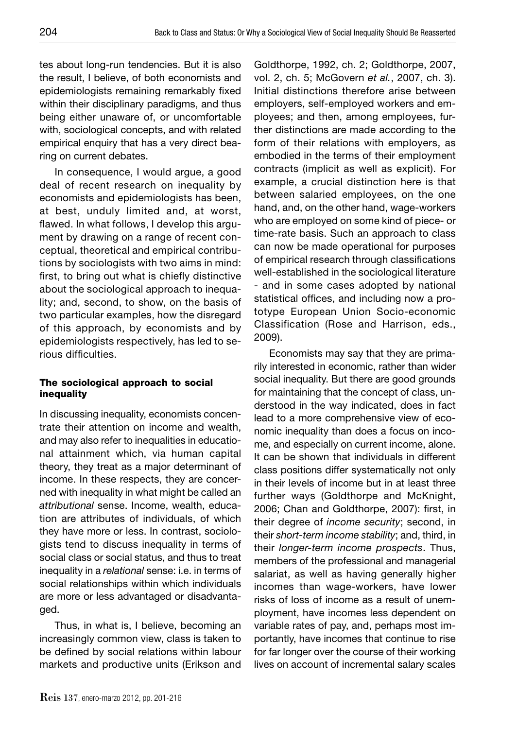tes about long-run tendencies. But it is also the result, I believe, of both economists and epidemiologists remaining remarkably fixed within their disciplinary paradigms, and thus being either unaware of, or uncomfortable with, sociological concepts, and with related empirical enquiry that has a very direct bearing on current debates.

In consequence, I would argue, a good deal of recent research on inequality by economists and epidemiologists has been, at best, unduly limited and, at worst, flawed. In what follows, I develop this argument by drawing on a range of recent conceptual, theoretical and empirical contributions by sociologists with two aims in mind: first, to bring out what is chiefly distinctive about the sociological approach to inequality; and, second, to show, on the basis of two particular examples, how the disregard of this approach, by economists and by epidemiologists respectively, has led to serious difficulties.

### The sociological approach to social inequality

In discussing inequality, economists concentrate their attention on income and wealth, and may also refer to inequalities in educational attainment which, via human capital theory, they treat as a major determinant of income. In these respects, they are concerned with inequality in what might be called an *attributional* sense. Income, wealth, education are attributes of individuals, of which they have more or less. In contrast, sociologists tend to discuss inequality in terms of social class or social status, and thus to treat inequality in a *relational* sense: i.e. in terms of social relationships within which individuals are more or less advantaged or disadvantaged.

Thus, in what is, I believe, becoming an increasingly common view, class is taken to be defined by social relations within labour markets and productive units (Erikson and Goldthorpe, 1992, ch. 2; Goldthorpe, 2007, vol. 2, ch. 5; McGovern *et al.*, 2007, ch. 3). Initial distinctions therefore arise between employers, self-employed workers and employees; and then, among employees, further distinctions are made according to the form of their relations with employers, as embodied in the terms of their employment contracts (implicit as well as explicit). For example, a crucial distinction here is that between salaried employees, on the one hand, and, on the other hand, wage-workers who are employed on some kind of piece- or time-rate basis. Such an approach to class can now be made operational for purposes of empirical research through classifications well-established in the sociological literature - and in some cases adopted by national statistical offices, and including now a prototype European Union Socio-economic Classification (Rose and Harrison, eds., 2009).

Economists may say that they are primarily interested in economic, rather than wider social inequality. But there are good grounds for maintaining that the concept of class, understood in the way indicated, does in fact lead to a more comprehensive view of economic inequality than does a focus on income, and especially on current income, alone. It can be shown that individuals in different class positions differ systematically not only in their levels of income but in at least three further ways (Goldthorpe and McKnight, 2006; Chan and Goldthorpe, 2007): first, in their degree of *income security*; second, in their *short-term income stability*; and, third, in their *longer-term income prospects*. Thus, members of the professional and managerial salariat, as well as having generally higher incomes than wage-workers, have lower risks of loss of income as a result of unemployment, have incomes less dependent on variable rates of pay, and, perhaps most importantly, have incomes that continue to rise for far longer over the course of their working lives on account of incremental salary scales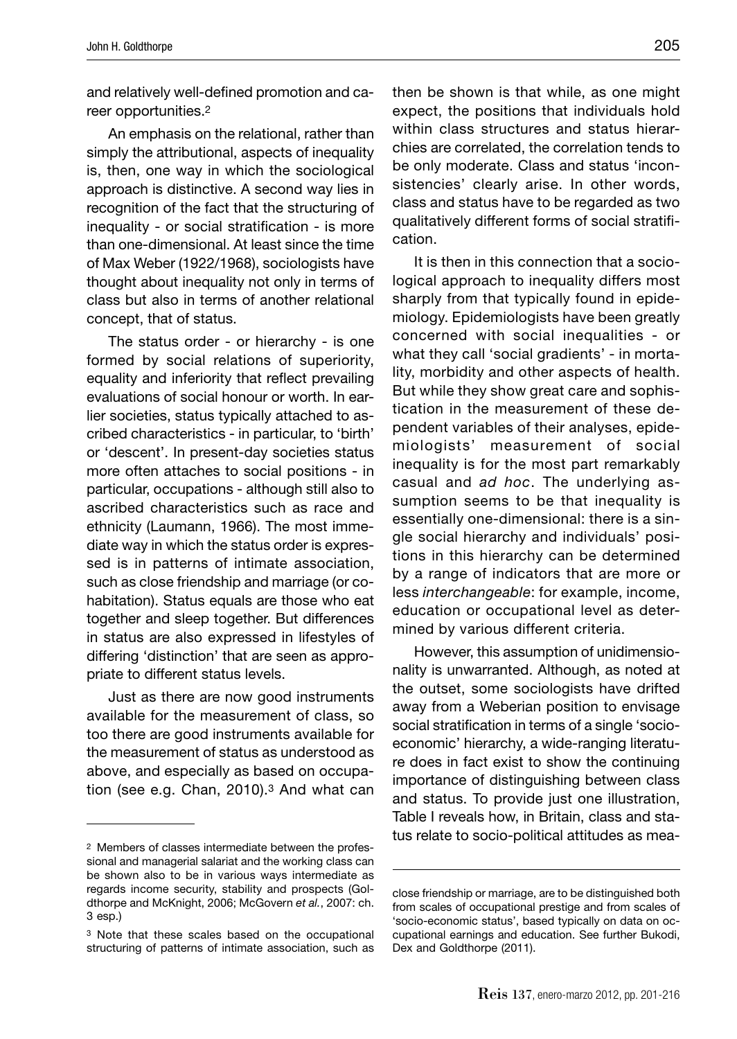and relatively well-defined promotion and career opportunities.[2]

An emphasis on the relational, rather than simply the attributional, aspects of inequality is, then, one way in which the sociological approach is distinctive. A second way lies in recognition of the fact that the structuring of inequality - or social stratification - is more than one-dimensional. At least since the time of Max Weber (1922/1968), sociologists have thought about inequality not only in terms of class but also in terms of another relational concept, that of status.

The status order - or hierarchy - is one formed by social relations of superiority, equality and inferiority that reflect prevailing evaluations of social honour or worth. In earlier societies, status typically attached to ascribed characteristics - in particular, to 'birth' or 'descent'. In present-day societies status more often attaches to social positions - in particular, occupations - although still also to ascribed characteristics such as race and ethnicity (Laumann, 1966). The most immediate way in which the status order is expressed is in patterns of intimate association, such as close friendship and marriage (or cohabitation). Status equals are those who eat together and sleep together. But differences in status are also expressed in lifestyles of differing 'distinction' that are seen as appropriate to different status levels.

Just as there are now good instruments available for the measurement of class, so too there are good instruments available for the measurement of status as understood as above, and especially as based on occupation (see e.g. Chan, 2010).[3] And what can then be shown is that while, as one might expect, the positions that individuals hold within class structures and status hierarchies are correlated, the correlation tends to be only moderate. Class and status 'inconsistencies' clearly arise. In other words, class and status have to be regarded as two qualitatively different forms of social stratification.

It is then in this connection that a sociological approach to inequality differs most sharply from that typically found in epidemiology. Epidemiologists have been greatly concerned with social inequalities - or what they call 'social gradients' - in mortality, morbidity and other aspects of health. But while they show great care and sophistication in the measurement of these dependent variables of their analyses, epidemiologists' measurement of social inequality is for the most part remarkably casual and *ad hoc*. The underlying assumption seems to be that inequality is essentially one-dimensional: there is a single social hierarchy and individuals' positions in this hierarchy can be determined by a range of indicators that are more or less *interchangeable*: for example, income, education or occupational level as determined by various different criteria.

However, this assumption of unidimensionality is unwarranted. Although, as noted at the outset, some sociologists have drifted away from a Weberian position to envisage social stratification in terms of a single 'socioeconomic' hierarchy, a wide-ranging literature does in fact exist to show the continuing importance of distinguishing between class and status. To provide just one illustration, Table I reveals how, in Britain, class and status relate to socio-political attitudes as mea-

---

[2] Members of classes intermediate between the professional and managerial salariat and the working class can be shown also to be in various ways intermediate as regards income security, stability and prospects (Goldthorpe and McKnight, 2006; McGovern *et al.*, 2007: ch. 3 esp.)

[3] Note that these scales based on the occupational structuring of patterns of intimate association, such as close friendship or marriage, are to be distinguished both from scales of occupational prestige and from scales of 'socio-economic status', based typically on data on occupational earnings and education. See further Bukodi, Dex and Goldthorpe (2011).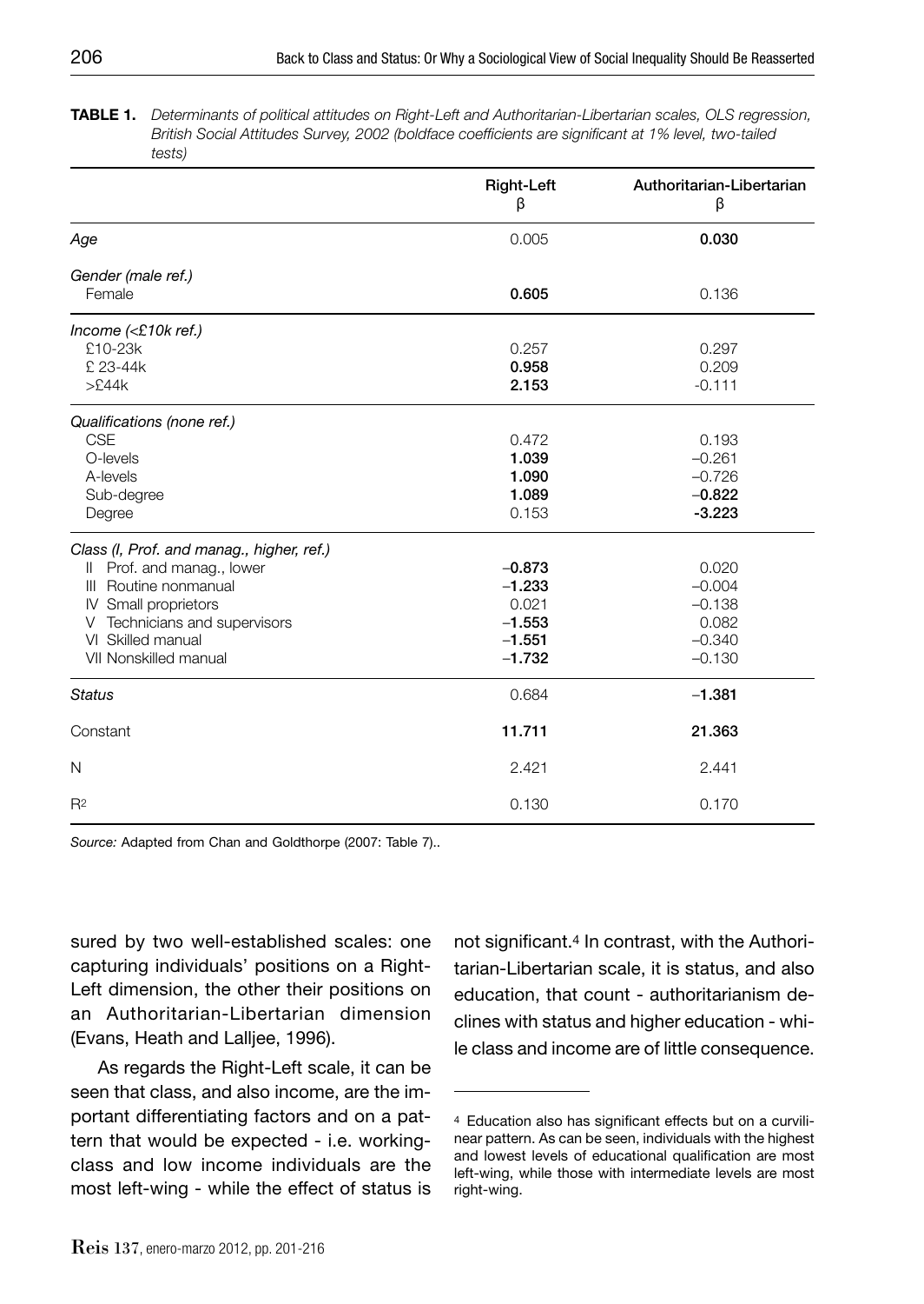**TABLE 1.** *Determinants of political attitudes on Right-Left and Authoritarian-Libertarian scales, OLS regression, British Social Attitudes Survey, 2002 (boldface coefficients are significant at 1% level, two-tailed tests)*

| | Right-Left β | Authoritarian-Libertarian β |
|---|---|---|
| *Age* | 0.005 | **0.030** |
| *Gender (male ref.)* | | |
| Female | **0.605** | 0.136 |
| *Income (<£10k ref.)* | | |
| £10-23k | 0.257 | 0.297 |
| £ 23-44k | **0.958** | 0.209 |
| >£44k | **2.153** | -0.111 |
| *Qualifications (none ref.)* | | |
| CSE | 0.472 | 0.193 |
| O-levels | **1.039** | −0.261 |
| A-levels | **1.090** | −0.726 |
| Sub-degree | **1.089** | **−0.822** |
| Degree | 0.153 | **-3.223** |
| *Class (I, Prof. and manag., higher, ref.)* | | |
| II Prof. and manag., lower | **−0.873** | 0.020 |
| III Routine nonmanual | **−1.233** | −0.004 |
| IV Small proprietors | 0.021 | −0.138 |
| V Technicians and supervisors | **−1.553** | 0.082 |
| VI Skilled manual | **−1.551** | −0.340 |
| VII Nonskilled manual | **−1.732** | −0.130 |
| *Status* | 0.684 | **−1.381** |
| Constant | **11.711** | **21.363** |
| N | 2.421 | 2.441 |
| $R^2$ | 0.130 | 0.170 |

*Source:* Adapted from Chan and Goldthorpe (2007: Table 7)..

sured by two well-established scales: one capturing individuals' positions on a Right-Left dimension, the other their positions on an Authoritarian-Libertarian dimension (Evans, Heath and Lalljee, 1996).

As regards the Right-Left scale, it can be seen that class, and also income, are the important differentiating factors and on a pattern that would be expected - i.e. working-class and low income individuals are the most left-wing - while the effect of status is not significant.[4] In contrast, with the Authoritarian-Libertarian scale, it is status, and also education, that count - authoritarianism declines with status and higher education - while class and income are of little consequence.

[4] Education also has significant effects but on a curvilinear pattern. As can be seen, individuals with the highest and lowest levels of educational qualification are most left-wing, while those with intermediate levels are most right-wing.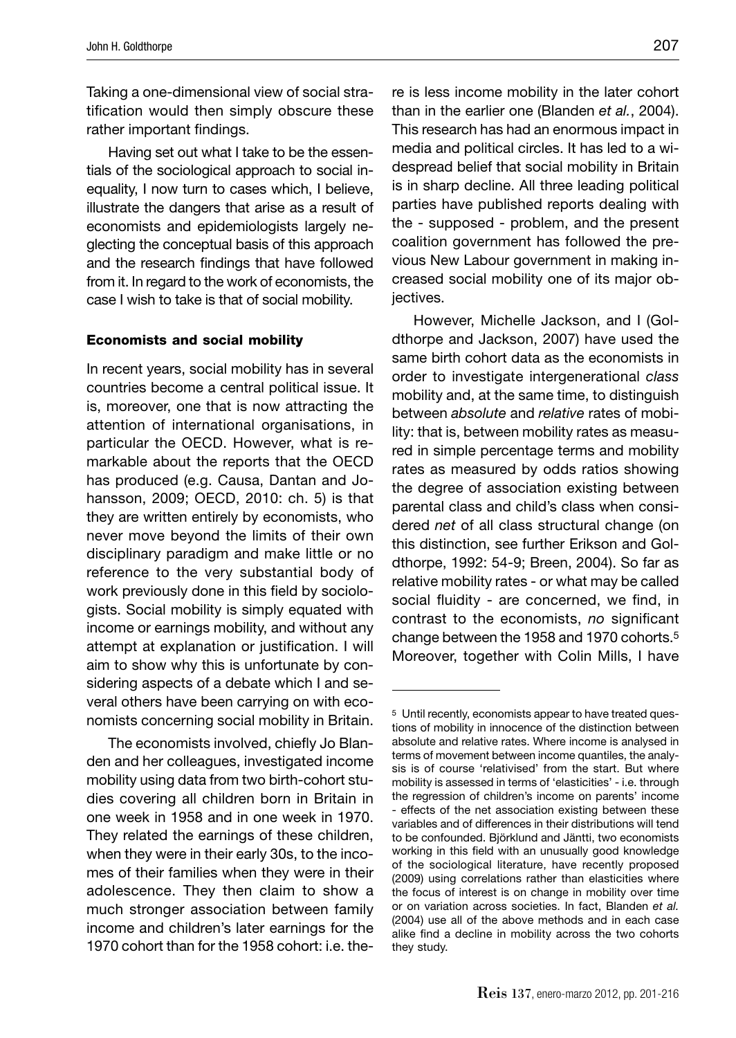Taking a one-dimensional view of social stratification would then simply obscure these rather important findings.

Having set out what I take to be the essentials of the sociological approach to social inequality, I now turn to cases which, I believe, illustrate the dangers that arise as a result of economists and epidemiologists largely neglecting the conceptual basis of this approach and the research findings that have followed from it. In regard to the work of economists, the case I wish to take is that of social mobility.

### Economists and social mobility

In recent years, social mobility has in several countries become a central political issue. It is, moreover, one that is now attracting the attention of international organisations, in particular the OECD. However, what is remarkable about the reports that the OECD has produced (e.g. Causa, Dantan and Johansson, 2009; OECD, 2010: ch. 5) is that they are written entirely by economists, who never move beyond the limits of their own disciplinary paradigm and make little or no reference to the very substantial body of work previously done in this field by sociologists. Social mobility is simply equated with income or earnings mobility, and without any attempt at explanation or justification. I will aim to show why this is unfortunate by considering aspects of a debate which I and several others have been carrying on with economists concerning social mobility in Britain.

The economists involved, chiefly Jo Blanden and her colleagues, investigated income mobility using data from two birth-cohort studies covering all children born in Britain in one week in 1958 and in one week in 1970. They related the earnings of these children, when they were in their early 30s, to the incomes of their families when they were in their adolescence. They then claim to show a much stronger association between family income and children's later earnings for the 1970 cohort than for the 1958 cohort: i.e. there is less income mobility in the later cohort than in the earlier one (Blanden *et al.*, 2004). This research has had an enormous impact in media and political circles. It has led to a widespread belief that social mobility in Britain is in sharp decline. All three leading political parties have published reports dealing with the - supposed - problem, and the present coalition government has followed the previous New Labour government in making increased social mobility one of its major objectives.

However, Michelle Jackson, and I (Goldthorpe and Jackson, 2007) have used the same birth cohort data as the economists in order to investigate intergenerational *class* mobility and, at the same time, to distinguish between *absolute* and *relative* rates of mobility: that is, between mobility rates as measured in simple percentage terms and mobility rates as measured by odds ratios showing the degree of association existing between parental class and child's class when considered *net* of all class structural change (on this distinction, see further Erikson and Goldthorpe, 1992: 54-9; Breen, 2004). So far as relative mobility rates - or what may be called social fluidity - are concerned, we find, in contrast to the economists, *no* significant change between the 1958 and 1970 cohorts.[5] Moreover, together with Colin Mills, I have

[5] Until recently, economists appear to have treated questions of mobility in innocence of the distinction between absolute and relative rates. Where income is analysed in terms of movement between income quantiles, the analysis is of course 'relativised' from the start. But where mobility is assessed in terms of 'elasticities' - i.e. through the regression of children's income on parents' income - effects of the net association existing between these variables and of differences in their distributions will tend to be confounded. Björklund and Jäntti, two economists working in this field with an unusually good knowledge of the sociological literature, have recently proposed (2009) using correlations rather than elasticities where the focus of interest is on change in mobility over time or on variation across societies. In fact, Blanden *et al.* (2004) use all of the above methods and in each case alike find a decline in mobility across the two cohorts they study.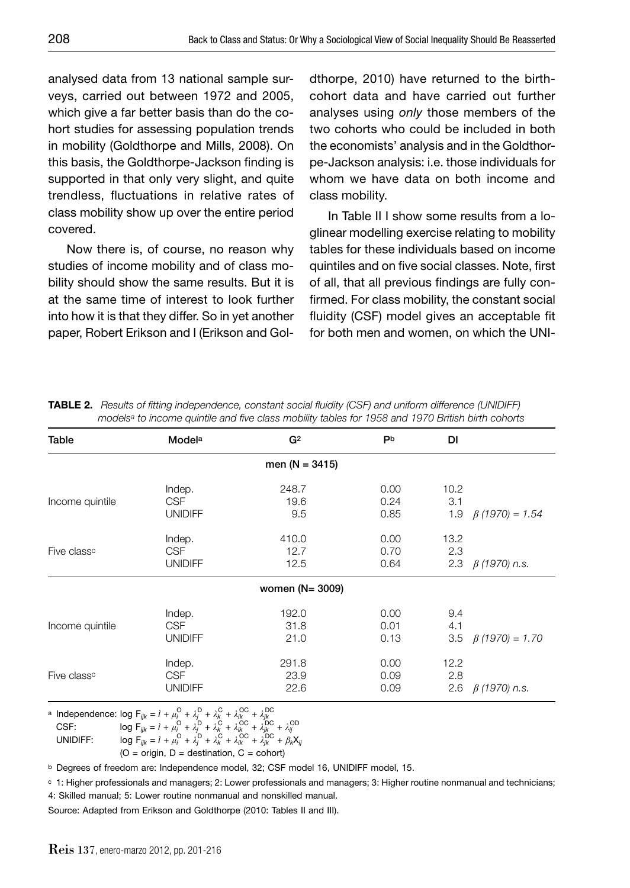analysed data from 13 national sample surveys, carried out between 1972 and 2005, which give a far better basis than do the cohort studies for assessing population trends in mobility (Goldthorpe and Mills, 2008). On this basis, the Goldthorpe-Jackson finding is supported in that only very slight, and quite trendless, fluctuations in relative rates of class mobility show up over the entire period covered.

Now there is, of course, no reason why studies of income mobility and of class mobility should show the same results. But it is at the same time of interest to look further into how it is that they differ. So in yet another paper, Robert Erikson and I (Erikson and Goldthorpe, 2010) have returned to the birth-cohort data and have carried out further analyses using *only* those members of the two cohorts who could be included in both the economists' analysis and in the Goldthorpe-Jackson analysis: i.e. those individuals for whom we have data on both income and class mobility.

In Table II I show some results from a loglinear modelling exercise relating to mobility tables for these individuals based on income quintiles and on five social classes. Note, first of all, that all previous findings are fully confirmed. For class mobility, the constant social fluidity (CSF) model gives an acceptable fit for both men and women, on which the UNI-

**TABLE 2.** *Results of fitting independence, constant social fluidity (CSF) and uniform difference (UNIDIFF) models[a] to income quintile and five class mobility tables for 1958 and 1970 British birth cohorts*

| Table | Model[a] | $G^2$ | P[b] | DI | |
|---|---|---|---|---|---|
| | | men (N = 3415) | | | |
| Income quintile | Indep. | 248.7 | 0.00 | 10.2 | |
| | CSF | 19.6 | 0.24 | 3.1 | |
| | UNIDIFF | 9.5 | 0.85 | 1.9 | $\beta$ *(1970) = 1.54* |
| Five class[c] | Indep. | 410.0 | 0.00 | 13.2 | |
| | CSF | 12.7 | 0.70 | 2.3 | |
| | UNIDIFF | 12.5 | 0.64 | 2.3 | $\beta$ *(1970) n.s.* |
| | | women (N= 3009) | | | |
| Income quintile | Indep. | 192.0 | 0.00 | 9.4 | |
| | CSF | 31.8 | 0.01 | 4.1 | |
| | UNIDIFF | 21.0 | 0.13 | 3.5 | $\beta$ *(1970) = 1.70* |
| Five class[c] | Indep. | 291.8 | 0.00 | 12.2 | |
| | CSF | 23.9 | 0.09 | 2.8 | |
| | UNIDIFF | 22.6 | 0.09 | 2.6 | $\beta$ *(1970) n.s.* |

[a] Independence: $\log F_{ijk} = i + \mu_i^{O} + \lambda_j^{D} + \lambda_k^{C} + \lambda_{ik}^{OC} + \lambda_{jk}^{DC}$

CSF: $\log F_{ijk} = i + \mu_i^{O} + \lambda_j^{D} + \lambda_k^{C} + \lambda_{ik}^{OC} + \lambda_{jk}^{DC} + \lambda_{ij}^{OD}$

UNIDIFF: $\log F_{ijk} = i + \mu_i^{O} + \lambda_j^{D} + \lambda_k^{C} + \lambda_{ik}^{OC} + \lambda_{jk}^{DC} + \beta_k X_{ij}$

(O = origin, D = destination, C = cohort)

[b] Degrees of freedom are: Independence model, 32; CSF model 16, UNIDIFF model, 15.

[c] 1: Higher professionals and managers; 2: Lower professionals and managers; 3: Higher routine nonmanual and technicians; 4: Skilled manual; 5: Lower routine nonmanual and nonskilled manual.

Source: Adapted from Erikson and Goldthorpe (2010: Tables II and III).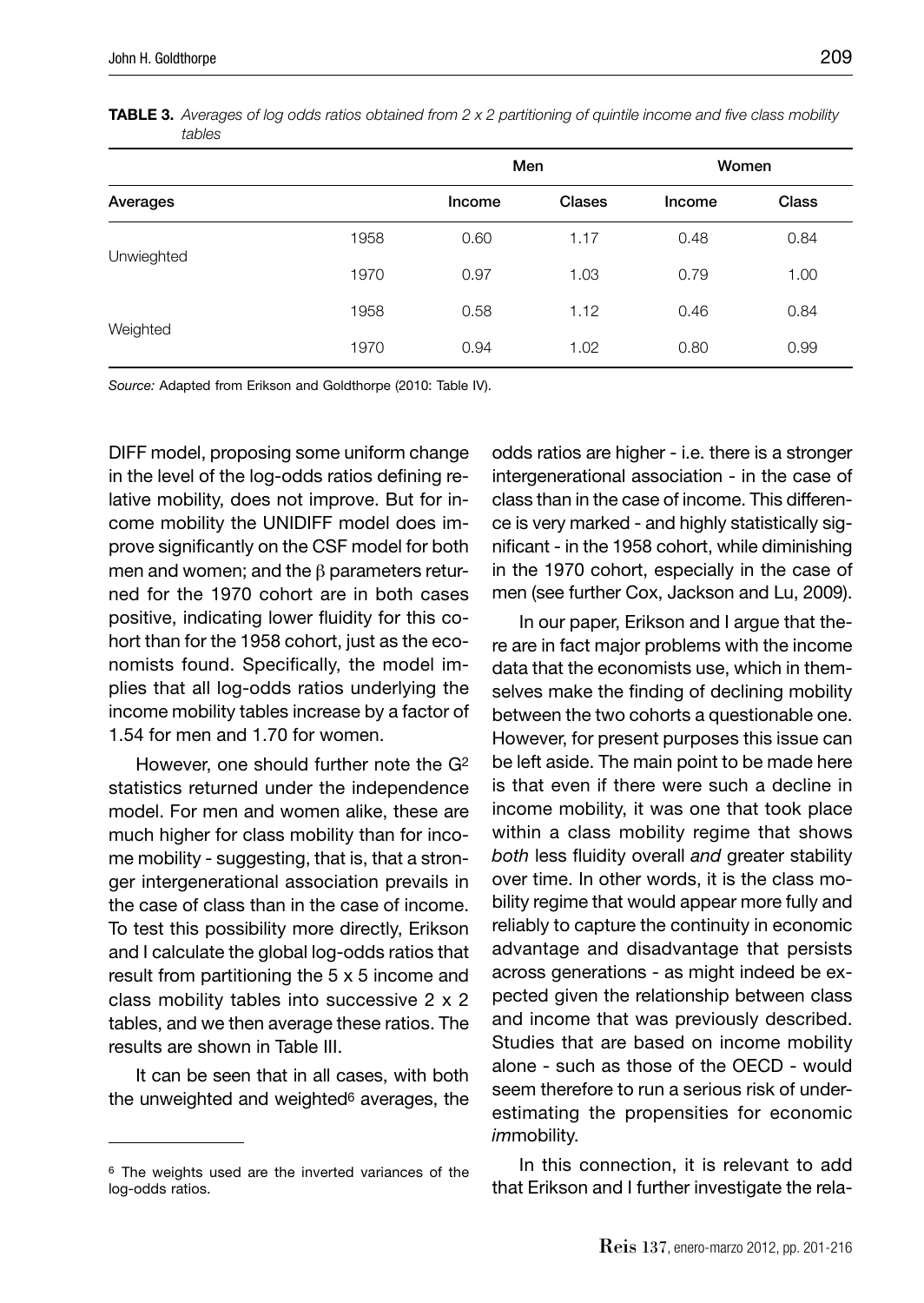**TABLE 3.** *Averages of log odds ratios obtained from 2 x 2 partitioning of quintile income and five class mobility tables*

| Averages | | Men | | Women | |
|---|---|---|---|---|---|
| | | Income | Clases | Income | Class |
| Unwieghted | 1958 | 0.60 | 1.17 | 0.48 | 0.84 |
| | 1970 | 0.97 | 1.03 | 0.79 | 1.00 |
| Weighted | 1958 | 0.58 | 1.12 | 0.46 | 0.84 |
| | 1970 | 0.94 | 1.02 | 0.80 | 0.99 |

*Source:* Adapted from Erikson and Goldthorpe (2010: Table IV).

DIFF model, proposing some uniform change in the level of the log-odds ratios defining relative mobility, does not improve. But for income mobility the UNIDIFF model does improve significantly on the CSF model for both men and women; and the $\beta$ parameters returned for the 1970 cohort are in both cases positive, indicating lower fluidity for this cohort than for the 1958 cohort, just as the economists found. Specifically, the model implies that all log-odds ratios underlying the income mobility tables increase by a factor of 1.54 for men and 1.70 for women.

However, one should further note the $G^2$ statistics returned under the independence model. For men and women alike, these are much higher for class mobility than for income mobility - suggesting, that is, that a stronger intergenerational association prevails in the case of class than in the case of income. To test this possibility more directly, Erikson and I calculate the global log-odds ratios that result from partitioning the 5 x 5 income and class mobility tables into successive 2 x 2 tables, and we then average these ratios. The results are shown in Table III.

It can be seen that in all cases, with both the unweighted and weighted[6] averages, the odds ratios are higher - i.e. there is a stronger intergenerational association - in the case of class than in the case of income. This difference is very marked - and highly statistically significant - in the 1958 cohort, while diminishing in the 1970 cohort, especially in the case of men (see further Cox, Jackson and Lu, 2009).

In our paper, Erikson and I argue that there are in fact major problems with the income data that the economists use, which in themselves make the finding of declining mobility between the two cohorts a questionable one. However, for present purposes this issue can be left aside. The main point to be made here is that even if there were such a decline in income mobility, it was one that took place within a class mobility regime that shows *both* less fluidity overall *and* greater stability over time. In other words, it is the class mobility regime that would appear more fully and reliably to capture the continuity in economic advantage and disadvantage that persists across generations - as might indeed be expected given the relationship between class and income that was previously described. Studies that are based on income mobility alone - such as those of the OECD - would seem therefore to run a serious risk of underestimating the propensities for economic *im*mobility.

In this connection, it is relevant to add that Erikson and I further investigate the rela-

[6] The weights used are the inverted variances of the log-odds ratios.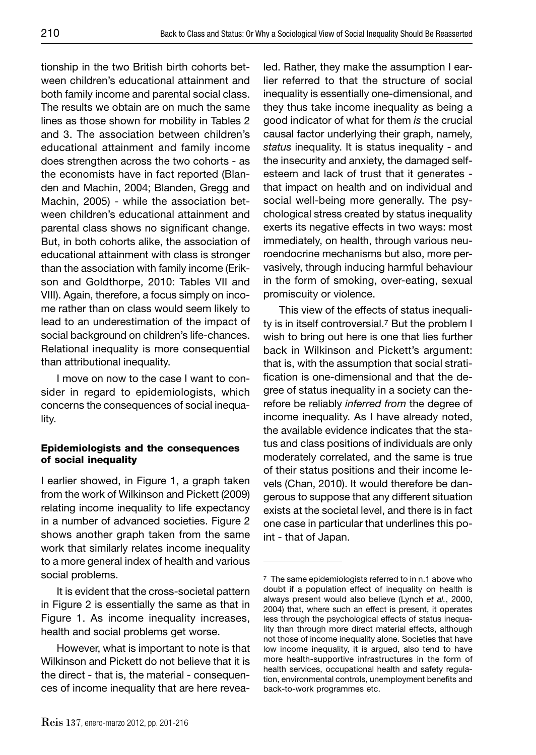tionship in the two British birth cohorts between children's educational attainment and both family income and parental social class. The results we obtain are on much the same lines as those shown for mobility in Tables 2 and 3. The association between children's educational attainment and family income does strengthen across the two cohorts - as the economists have in fact reported (Blanden and Machin, 2004; Blanden, Gregg and Machin, 2005) - while the association between children's educational attainment and parental class shows no significant change. But, in both cohorts alike, the association of educational attainment with class is stronger than the association with family income (Erikson and Goldthorpe, 2010: Tables VII and VIII). Again, therefore, a focus simply on income rather than on class would seem likely to lead to an underestimation of the impact of social background on children's life-chances. Relational inequality is more consequential than attributional inequality.

I move on now to the case I want to consider in regard to epidemiologists, which concerns the consequences of social inequality.

### Epidemiologists and the consequences of social inequality

I earlier showed, in Figure 1, a graph taken from the work of Wilkinson and Pickett (2009) relating income inequality to life expectancy in a number of advanced societies. Figure 2 shows another graph taken from the same work that similarly relates income inequality to a more general index of health and various social problems.

It is evident that the cross-societal pattern in Figure 2 is essentially the same as that in Figure 1. As income inequality increases, health and social problems get worse.

However, what is important to note is that Wilkinson and Pickett do not believe that it is the direct - that is, the material - consequences of income inequality that are here revealed. Rather, they make the assumption I earlier referred to that the structure of social inequality is essentially one-dimensional, and they thus take income inequality as being a good indicator of what for them *is* the crucial causal factor underlying their graph, namely, *status* inequality. It is status inequality - and the insecurity and anxiety, the damaged self-esteem and lack of trust that it generates - that impact on health and on individual and social well-being more generally. The psychological stress created by status inequality exerts its negative effects in two ways: most immediately, on health, through various neuroendocrine mechanisms but also, more pervasively, through inducing harmful behaviour in the form of smoking, over-eating, sexual promiscuity or violence.

This view of the effects of status inequality is in itself controversial.[7] But the problem I wish to bring out here is one that lies further back in Wilkinson and Pickett's argument: that is, with the assumption that social stratification is one-dimensional and that the degree of status inequality in a society can therefore be reliably *inferred from* the degree of income inequality. As I have already noted, the available evidence indicates that the status and class positions of individuals are only moderately correlated, and the same is true of their status positions and their income levels (Chan, 2010). It would therefore be dangerous to suppose that any different situation exists at the societal level, and there is in fact one case in particular that underlines this point - that of Japan.

---

[7] The same epidemiologists referred to in n.1 above who doubt if a population effect of inequality on health is always present would also believe (Lynch *et al.*, 2000, 2004) that, where such an effect is present, it operates less through the psychological effects of status inequality than through more direct material effects, although not those of income inequality alone. Societies that have low income inequality, it is argued, also tend to have more health-supportive infrastructures in the form of health services, occupational health and safety regulation, environmental controls, unemployment benefits and back-to-work programmes etc.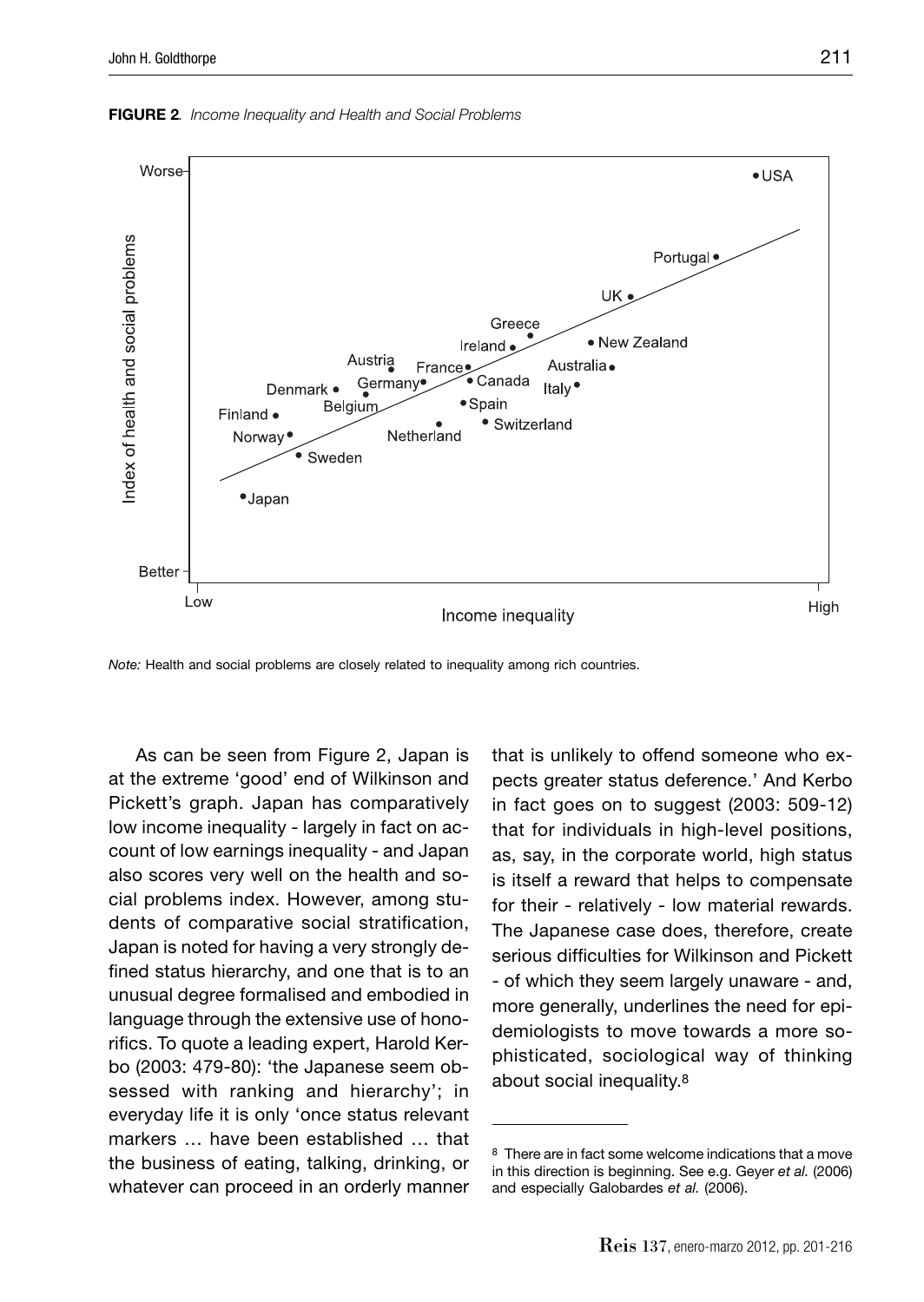**FIGURE 2**. *Income Inequality and Health and Social Problems*

Worse
Better
Index of health and social problems
Low
High
Income inequality

USA
Portugal
UK
Greece
Ireland
New Zealand
Austria
France
Australia
Denmark
Germany
Canada
Italy
Belgium
Spain
Finland
Switzerland
Norway
Netherland
Sweden
Japan

*Note:* Health and social problems are closely related to inequality among rich countries.

As can be seen from Figure 2, Japan is at the extreme 'good' end of Wilkinson and Pickett's graph. Japan has comparatively low income inequality - largely in fact on account of low earnings inequality - and Japan also scores very well on the health and social problems index. However, among students of comparative social stratification, Japan is noted for having a very strongly defined status hierarchy, and one that is to an unusual degree formalised and embodied in language through the extensive use of honorifics. To quote a leading expert, Harold Kerbo (2003: 479-80): 'the Japanese seem obsessed with ranking and hierarchy'; in everyday life it is only 'once status relevant markers … have been established … that the business of eating, talking, drinking, or whatever can proceed in an orderly manner that is unlikely to offend someone who expects greater status deference.' And Kerbo in fact goes on to suggest (2003: 509-12) that for individuals in high-level positions, as, say, in the corporate world, high status is itself a reward that helps to compensate for their - relatively - low material rewards. The Japanese case does, therefore, create serious difficulties for Wilkinson and Pickett - of which they seem largely unaware - and, more generally, underlines the need for epidemiologists to move towards a more sophisticated, sociological way of thinking about social inequality.[8]

[8] There are in fact some welcome indications that a move in this direction is beginning. See e.g. Geyer *et al.* (2006) and especially Galobardes *et al.* (2006).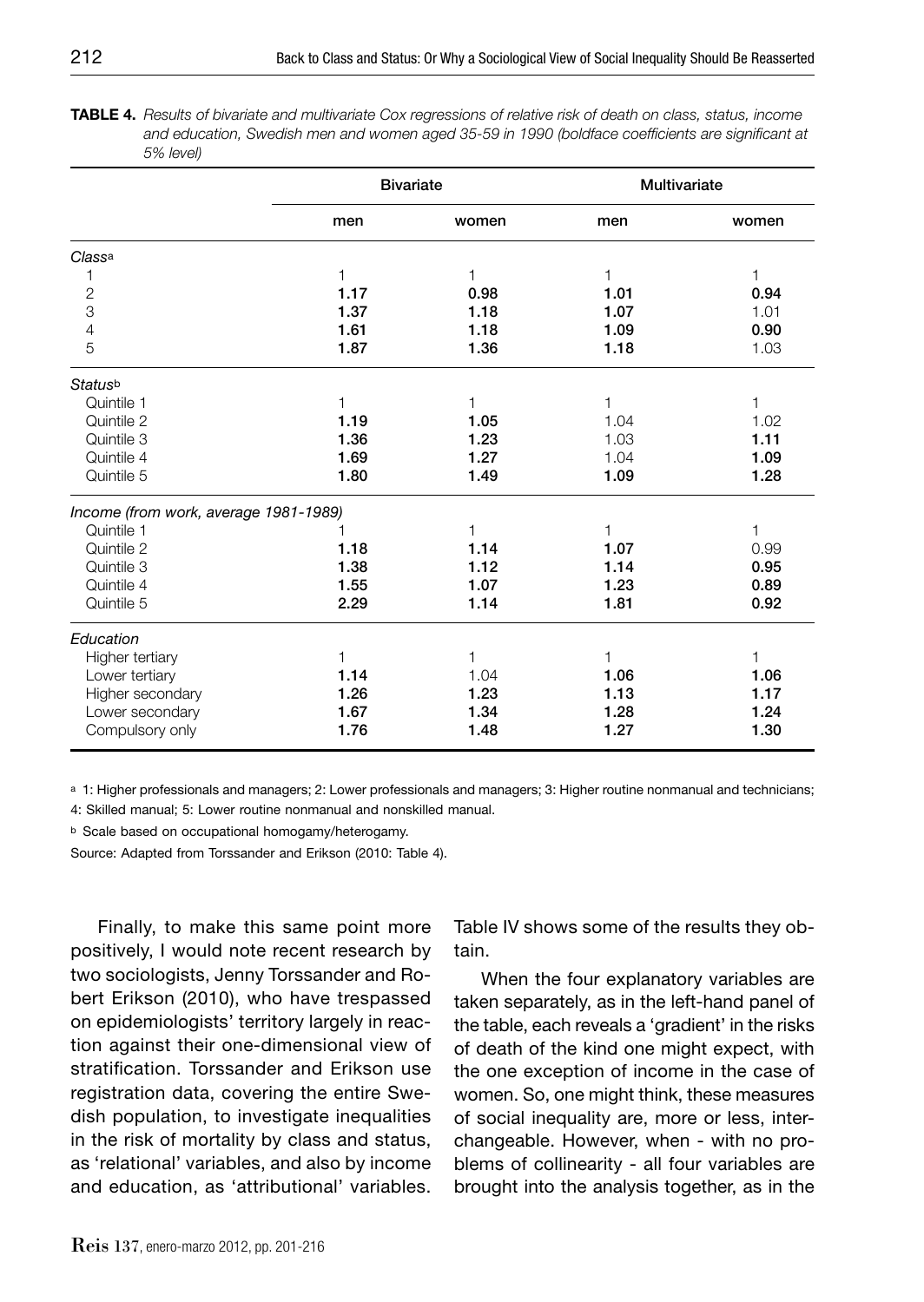**TABLE 4.** *Results of bivariate and multivariate Cox regressions of relative risk of death on class, status, income and education, Swedish men and women aged 35-59 in 1990 (boldface coefficients are significant at 5% level)*

| | Bivariate | | Multivariate | |
|---|---|---|---|---|
| | men | women | men | women |
| *Class*[a] | | | | |
| 1 | 1 | 1 | 1 | 1 |
| 2 | **1.17** | **0.98** | **1.01** | **0.94** |
| 3 | **1.37** | **1.18** | **1.07** | 1.01 |
| 4 | **1.61** | **1.18** | **1.09** | **0.90** |
| 5 | **1.87** | **1.36** | **1.18** | 1.03 |
| *Status*[b] | | | | |
| Quintile 1 | 1 | 1 | 1 | 1 |
| Quintile 2 | **1.19** | **1.05** | 1.04 | 1.02 |
| Quintile 3 | **1.36** | **1.23** | 1.03 | **1.11** |
| Quintile 4 | **1.69** | **1.27** | 1.04 | **1.09** |
| Quintile 5 | **1.80** | **1.49** | **1.09** | **1.28** |
| *Income (from work, average 1981-1989)* | | | | |
| Quintile 1 | 1 | 1 | 1 | 1 |
| Quintile 2 | **1.18** | **1.14** | **1.07** | 0.99 |
| Quintile 3 | **1.38** | **1.12** | **1.14** | **0.95** |
| Quintile 4 | **1.55** | **1.07** | **1.23** | **0.89** |
| Quintile 5 | **2.29** | **1.14** | **1.81** | **0.92** |
| *Education* | | | | |
| Higher tertiary | 1 | 1 | 1 | 1 |
| Lower tertiary | **1.14** | 1.04 | **1.06** | **1.06** |
| Higher secondary | **1.26** | **1.23** | **1.13** | **1.17** |
| Lower secondary | **1.67** | **1.34** | **1.28** | **1.24** |
| Compulsory only | **1.76** | **1.48** | **1.27** | **1.30** |

[a] 1: Higher professionals and managers; 2: Lower professionals and managers; 3: Higher routine nonmanual and technicians; 4: Skilled manual; 5: Lower routine nonmanual and nonskilled manual.

[b] Scale based on occupational homogamy/heterogamy.

Source: Adapted from Torssander and Erikson (2010: Table 4).

Finally, to make this same point more positively, I would note recent research by two sociologists, Jenny Torssander and Robert Erikson (2010), who have trespassed on epidemiologists' territory largely in reaction against their one-dimensional view of stratification. Torssander and Erikson use registration data, covering the entire Swedish population, to investigate inequalities in the risk of mortality by class and status, as 'relational' variables, and also by income and education, as 'attributional' variables. Table IV shows some of the results they obtain.

When the four explanatory variables are taken separately, as in the left-hand panel of the table, each reveals a 'gradient' in the risks of death of the kind one might expect, with the one exception of income in the case of women. So, one might think, these measures of social inequality are, more or less, interchangeable. However, when - with no problems of collinearity - all four variables are brought into the analysis together, as in the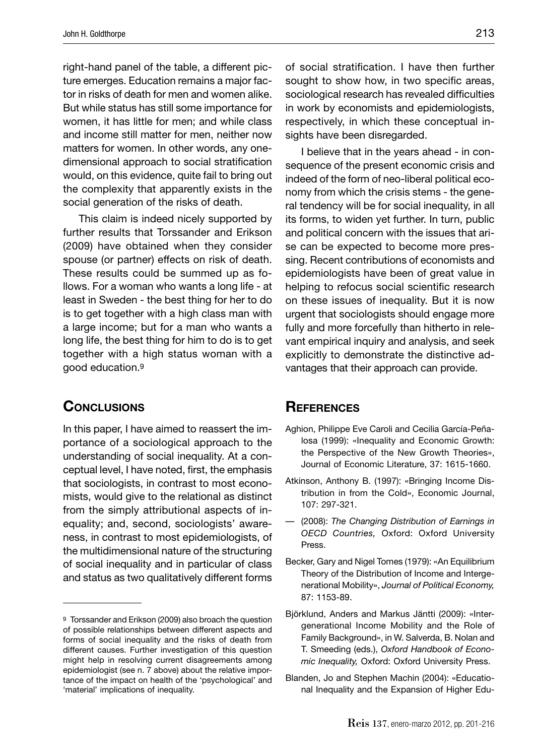right-hand panel of the table, a different picture emerges. Education remains a major factor in risks of death for men and women alike. But while status has still some importance for women, it has little for men; and while class and income still matter for men, neither now matters for women. In other words, any one-dimensional approach to social stratification would, on this evidence, quite fail to bring out the complexity that apparently exists in the social generation of the risks of death.

This claim is indeed nicely supported by further results that Torssander and Erikson (2009) have obtained when they consider spouse (or partner) effects on risk of death. These results could be summed up as follows. For a woman who wants a long life - at least in Sweden - the best thing for her to do is to get together with a high class man with a large income; but for a man who wants a long life, the best thing for him to do is to get together with a high status woman with a good education.[9]

## Conclusions

In this paper, I have aimed to reassert the importance of a sociological approach to the understanding of social inequality. At a conceptual level, I have noted, first, the emphasis that sociologists, in contrast to most economists, would give to the relational as distinct from the simply attributional aspects of inequality; and, second, sociologists' awareness, in contrast to most epidemiologists, of the multidimensional nature of the structuring of social inequality and in particular of class and status as two qualitatively different forms of social stratification. I have then further sought to show how, in two specific areas, sociological research has revealed difficulties in work by economists and epidemiologists, respectively, in which these conceptual insights have been disregarded.

I believe that in the years ahead - in consequence of the present economic crisis and indeed of the form of neo-liberal political economy from which the crisis stems - the general tendency will be for social inequality, in all its forms, to widen yet further. In turn, public and political concern with the issues that arise can be expected to become more pressing. Recent contributions of economists and epidemiologists have been of great value in helping to refocus social scientific research on these issues of inequality. But it is now urgent that sociologists should engage more fully and more forcefully than hitherto in relevant empirical inquiry and analysis, and seek explicitly to demonstrate the distinctive advantages that their approach can provide.

[9] Torssander and Erikson (2009) also broach the question of possible relationships between different aspects and forms of social inequality and the risks of death from different causes. Further investigation of this question might help in resolving current disagreements among epidemiologist (see n. 7 above) about the relative importance of the impact on health of the 'psychological' and 'material' implications of inequality.

## References

Aghion, Philippe Eve Caroli and Cecilia García-Peñalosa (1999): «Inequality and Economic Growth: the Perspective of the New Growth Theories», Journal of Economic Literature, 37: 1615-1660.

Atkinson, Anthony B. (1997): «Bringing Income Distribution in from the Cold», Economic Journal, 107: 297-321.

— (2008): *The Changing Distribution of Earnings in OECD Countries,* Oxford: Oxford University Press.

Becker, Gary and Nigel Tomes (1979): «An Equilibrium Theory of the Distribution of Income and Intergenerational Mobility», *Journal of Political Economy,* 87: 1153-89.

Björklund, Anders and Markus Jäntti (2009): «Intergenerational Income Mobility and the Role of Family Background», in W. Salverda, B. Nolan and T. Smeeding (eds.), *Oxford Handbook of Economic Inequality,* Oxford: Oxford University Press.

Blanden, Jo and Stephen Machin (2004): «Educational Inequality and the Expansion of Higher Edu-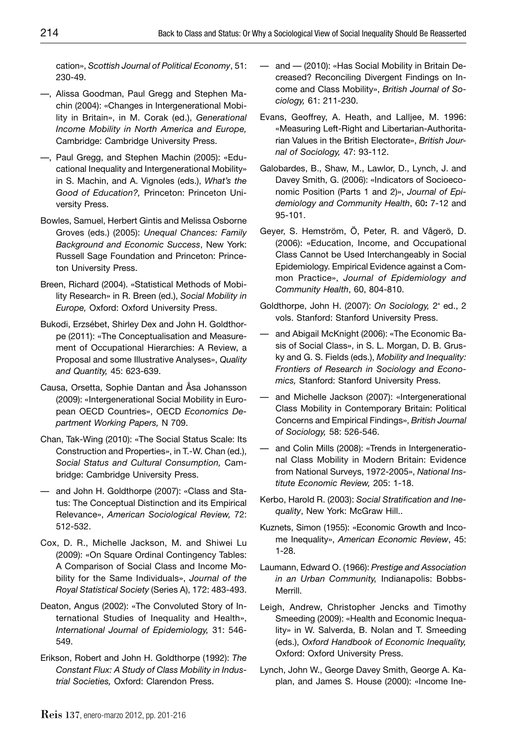cation», *Scottish Journal of Political Economy*, 51: 230-49.

—, Alissa Goodman, Paul Gregg and Stephen Machin (2004): «Changes in Intergenerational Mobility in Britain», in M. Corak (ed.), *Generational Income Mobility in North America and Europe,* Cambridge: Cambridge University Press.

—, Paul Gregg, and Stephen Machin (2005): «Educational Inequality and Intergenerational Mobility» in S. Machin, and A. Vignoles (eds.), *What's the Good of Education?,* Princeton: Princeton University Press.

Bowles, Samuel, Herbert Gintis and Melissa Osborne Groves (eds.) (2005): *Unequal Chances: Family Background and Economic Success*, New York: Russell Sage Foundation and Princeton: Princeton University Press.

Breen, Richard (2004). «Statistical Methods of Mobility Research» in R. Breen (ed.), *Social Mobility in Europe,* Oxford: Oxford University Press.

Bukodi, Erzsébet, Shirley Dex and John H. Goldthorpe (2011): «The Conceptualisation and Measurement of Occupational Hierarchies: A Review, a Proposal and some Illustrative Analyses», *Quality and Quantity,* 45: 623-639.

Causa, Orsetta, Sophie Dantan and Åsa Johansson (2009): «Intergenerational Social Mobility in European OECD Countries», OECD *Economics Department Working Papers,* N 709.

Chan, Tak-Wing (2010): «The Social Status Scale: Its Construction and Properties», in T.-W. Chan (ed.), *Social Status and Cultural Consumption,* Cambridge: Cambridge University Press.

— and John H. Goldthorpe (2007): «Class and Status: The Conceptual Distinction and its Empirical Relevance», *American Sociological Review,* 72: 512-532.

Cox, D. R., Michelle Jackson, M. and Shiwei Lu (2009): «On Square Ordinal Contingency Tables: A Comparison of Social Class and Income Mobility for the Same Individuals», *Journal of the Royal Statistical Society* (Series A), 172: 483-493.

Deaton, Angus (2002): «The Convoluted Story of International Studies of Inequality and Health», *International Journal of Epidemiology,* 31: 546-549.

Erikson, Robert and John H. Goldthorpe (1992): *The Constant Flux: A Study of Class Mobility in Industrial Societies,* Oxford: Clarendon Press.

— and — (2010): «Has Social Mobility in Britain Decreased? Reconciling Divergent Findings on Income and Class Mobility», *British Journal of Sociology,* 61: 211-230.

Evans, Geoffrey, A. Heath, and Lalljee, M. 1996: «Measuring Left-Right and Libertarian-Authoritarian Values in the British Electorate», *British Journal of Sociology,* 47: 93-112.

Galobardes, B., Shaw, M., Lawlor, D., Lynch, J. and Davey Smith, G. (2006): «Indicators of Socioeconomic Position (Parts 1 and 2)», *Journal of Epidemiology and Community Health*, 60**:** 7-12 and 95-101.

Geyer, S. Hemström, Ö, Peter, R. and Vågerö, D. (2006): «Education, Income, and Occupational Class Cannot be Used Interchangeably in Social Epidemiology. Empirical Evidence against a Common Practice», *Journal of Epidemiology and Community Health*, 60, 804-810.

Goldthorpe, John H. (2007): *On Sociology,* 2ª ed., 2 vols. Stanford: Stanford University Press.

— and Abigail McKnight (2006): «The Economic Basis of Social Class», in S. L. Morgan, D. B. Grusky and G. S. Fields (eds.), *Mobility and Inequality: Frontiers of Research in Sociology and Economics,* Stanford: Stanford University Press.

— and Michelle Jackson (2007): «Intergenerational Class Mobility in Contemporary Britain: Political Concerns and Empirical Findings», *British Journal of Sociology,* 58: 526-546.

— and Colin Mills (2008): «Trends in Intergenerational Class Mobility in Modern Britain: Evidence from National Surveys, 1972-2005», *National Institute Economic Review,* 205: 1-18.

Kerbo, Harold R. (2003): *Social Stratification and Inequality*, New York: McGraw Hill..

Kuznets, Simon (1955): «Economic Growth and Income Inequality», *American Economic Review*, 45: 1-28.

Laumann, Edward O. (1966): *Prestige and Association in an Urban Community,* Indianapolis: Bobbs-Merrill.

Leigh, Andrew, Christopher Jencks and Timothy Smeeding (2009): «Health and Economic Inequality» in W. Salverda, B. Nolan and T. Smeeding (eds.), *Oxford Handbook of Economic Inequality,* Oxford: Oxford University Press.

Lynch, John W., George Davey Smith, George A. Kaplan, and James S. House (2000): «Income Ine-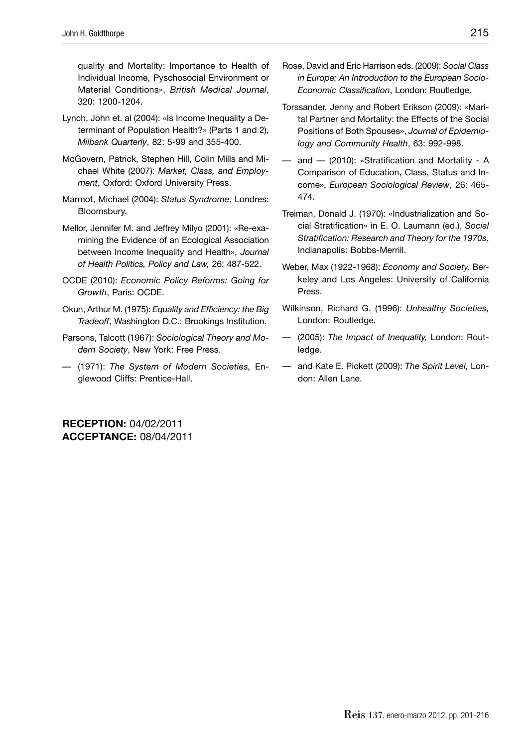quality and Mortality: Importance to Health of Individual Income, Pyschosocial Environment or Material Conditions», *British Medical Journal*, 320: 1200-1204.

Lynch, John et. al (2004): «Is Income Inequality a Determinant of Population Health?» (Parts 1 and 2), *Milbank Quarterly*, 82: 5-99 and 355-400.

McGovern, Patrick, Stephen Hill, Colin Mills and Michael White (2007): *Market, Class, and Employment*, Oxford: Oxford University Press.

Marmot, Michael (2004): *Status Syndrome*, Londres: Bloomsbury.

Mellor, Jennifer M. and Jeffrey Milyo (2001): «Re-examining the Evidence of an Ecological Association between Income Inequality and Health», *Journal of Health Politics, Policy and Law,* 26: 487-522.

OCDE (2010): *Economic Policy Reforms: Going for Growth*, París: OCDE.

Okun, Arthur M. (1975): *Equality and Efficiency: the Big Tradeoff*, Washington D.C.: Brookings Institution.

Parsons, Talcott (1967): *Sociological Theory and Modern Society*, New York: Free Press.

— (1971): *The System of Modern Societies,* Englewood Cliffs: Prentice-Hall.

Rose, David and Eric Harrison eds. (2009): *Social Class in Europe: An Introduction to the European Socio-Economic Classification*, London: Routledge.

Torssander, Jenny and Robert Erikson (2009): «Marital Partner and Mortality: the Effects of the Social Positions of Both Spouses», *Journal of Epidemiology and Community Health*, 63: 992-998.

— and — (2010): «Stratification and Mortality - A Comparison of Education, Class, Status and Income», *European Sociological Review*, 26: 465-474.

Treiman, Donald J. (1970): «Industrialization and Social Stratification» in E. O. Laumann (ed.), *Social Stratification: Research and Theory for the 1970s*, Indianapolis: Bobbs-Merrill.

Weber, Max (1922-1968): *Economy and Society,* Berkeley and Los Angeles: University of California Press.

Wilkinson, Richard G. (1996): *Unhealthy Societies,* London: Routledge.

— (2005): *The Impact of Inequality,* London: Routledge.

— and Kate E. Pickett (2009): *The Spirit Level,* London: Allen Lane.

**RECEPTION:** 04/02/2011
**ACCEPTANCE:** 08/04/2011